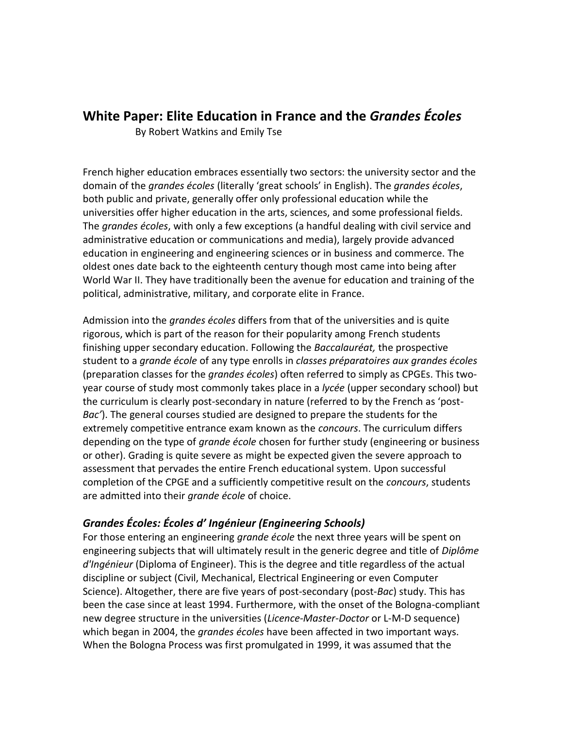# White Paper: Elite Education in France and the *Grandes Écoles*

By Robert Watkins and Emily Tse

French higher education embraces essentially two sectors: the university sector and the domain of the *grandes écoles* (literally 'great schools' in English). The *grandes écoles*, both public and private, generally offer only professional education while the universities offer higher education in the arts, sciences, and some professional fields. The *grandes écoles*, with only a few exceptions (a handful dealing with civil service and administrative education or communications and media), largely provide advanced education in engineering and engineering sciences or in business and commerce. The oldest ones date back to the eighteenth century though most came into being after World War II. They have traditionally been the avenue for education and training of the political, administrative, military, and corporate elite in France.

Admission into the *grandes écoles* differs from that of the universities and is quite rigorous, which is part of the reason for their popularity among French students finishing upper secondary education. Following the *Baccalauréat,* the prospective student to a *grande école* of any type enrolls in *classes préparatoires aux grandes écoles* (preparation classes for the *grandes écoles*) often referred to simply as CPGEs. This two-year course of study most commonly takes place in a *lycée* (upper secondary school) but the curriculum is clearly post-secondary in nature (referred to by the French as 'post-*Bac'*). The general courses studied are designed to prepare the students for the extremely competitive entrance exam known as the *concours*. The curriculum differs depending on the type of *grande école* chosen for further study (engineering or business or other). Grading is quite severe as might be expected given the severe approach to assessment that pervades the entire French educational system. Upon successful completion of the CPGE and a sufficiently competitive result on the *concours*, students are admitted into their *grande école* of choice.

## *Grandes Écoles: Écoles d' Ingénieur (Engineering Schools)*

For those entering an engineering *grande école* the next three years will be spent on engineering subjects that will ultimately result in the generic degree and title of *Diplôme d'Ingénieur* (Diploma of Engineer). This is the degree and title regardless of the actual discipline or subject (Civil, Mechanical, Electrical Engineering or even Computer Science). Altogether, there are five years of post-secondary (post-*Bac*) study. This has been the case since at least 1994. Furthermore, with the onset of the Bologna-compliant new degree structure in the universities (*Licence-Master-Doctor* or L-M-D sequence) which began in 2004, the *grandes écoles* have been affected in two important ways. When the Bologna Process was first promulgated in 1999, it was assumed that the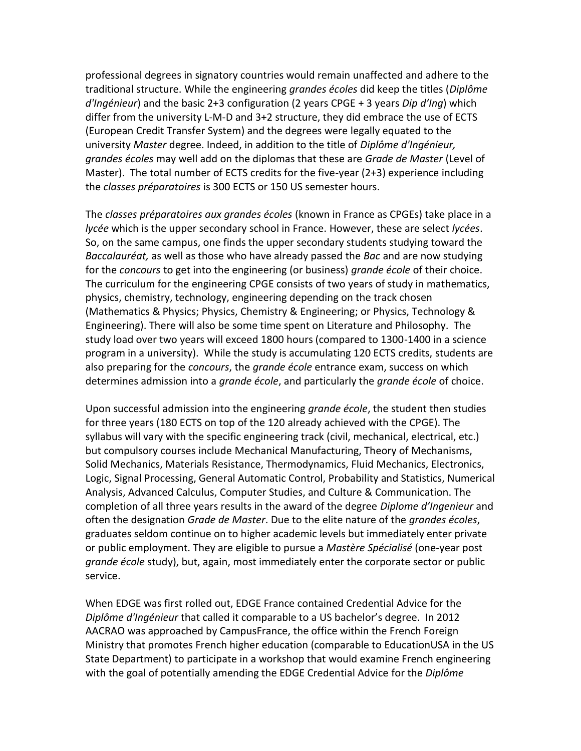professional degrees in signatory countries would remain unaffected and adhere to the traditional structure. While the engineering *grandes écoles* did keep the titles (*Diplôme d'Ingénieur*) and the basic 2+3 configuration (2 years CPGE + 3 years *Dip d'Ing*) which differ from the university L-M-D and 3+2 structure, they did embrace the use of ECTS (European Credit Transfer System) and the degrees were legally equated to the university *Master* degree. Indeed, in addition to the title of *Diplôme d'Ingénieur, grandes écoles* may well add on the diplomas that these are *Grade de Master* (Level of Master). The total number of ECTS credits for the five-year (2+3) experience including the *classes préparatoires* is 300 ECTS or 150 US semester hours.

The *classes préparatoires aux grandes écoles* (known in France as CPGEs) take place in a *lycée* which is the upper secondary school in France. However, these are select *lycées*. So, on the same campus, one finds the upper secondary students studying toward the *Baccalauréat,* as well as those who have already passed the *Bac* and are now studying for the *concours* to get into the engineering (or business) *grande école* of their choice. The curriculum for the engineering CPGE consists of two years of study in mathematics, physics, chemistry, technology, engineering depending on the track chosen (Mathematics & Physics; Physics, Chemistry & Engineering; or Physics, Technology & Engineering). There will also be some time spent on Literature and Philosophy. The study load over two years will exceed 1800 hours (compared to 1300-1400 in a science program in a university). While the study is accumulating 120 ECTS credits, students are also preparing for the *concours*, the *grande école* entrance exam, success on which determines admission into a *grande école*, and particularly the *grande école* of choice.

Upon successful admission into the engineering *grande école*, the student then studies for three years (180 ECTS on top of the 120 already achieved with the CPGE). The syllabus will vary with the specific engineering track (civil, mechanical, electrical, etc.) but compulsory courses include Mechanical Manufacturing, Theory of Mechanisms, Solid Mechanics, Materials Resistance, Thermodynamics, Fluid Mechanics, Electronics, Logic, Signal Processing, General Automatic Control, Probability and Statistics, Numerical Analysis, Advanced Calculus, Computer Studies, and Culture & Communication. The completion of all three years results in the award of the degree *Diplome d'Ingenieur* and often the designation *Grade de Master*. Due to the elite nature of the *grandes écoles*, graduates seldom continue on to higher academic levels but immediately enter private or public employment. They are eligible to pursue a *Mastère Spécialisé* (one-year post *grande école* study), but, again, most immediately enter the corporate sector or public service.

When EDGE was first rolled out, EDGE France contained Credential Advice for the *Diplôme d'Ingénieur* that called it comparable to a US bachelor's degree. In 2012 AACRAO was approached by CampusFrance, the office within the French Foreign Ministry that promotes French higher education (comparable to EducationUSA in the US State Department) to participate in a workshop that would examine French engineering with the goal of potentially amending the EDGE Credential Advice for the *Diplôme*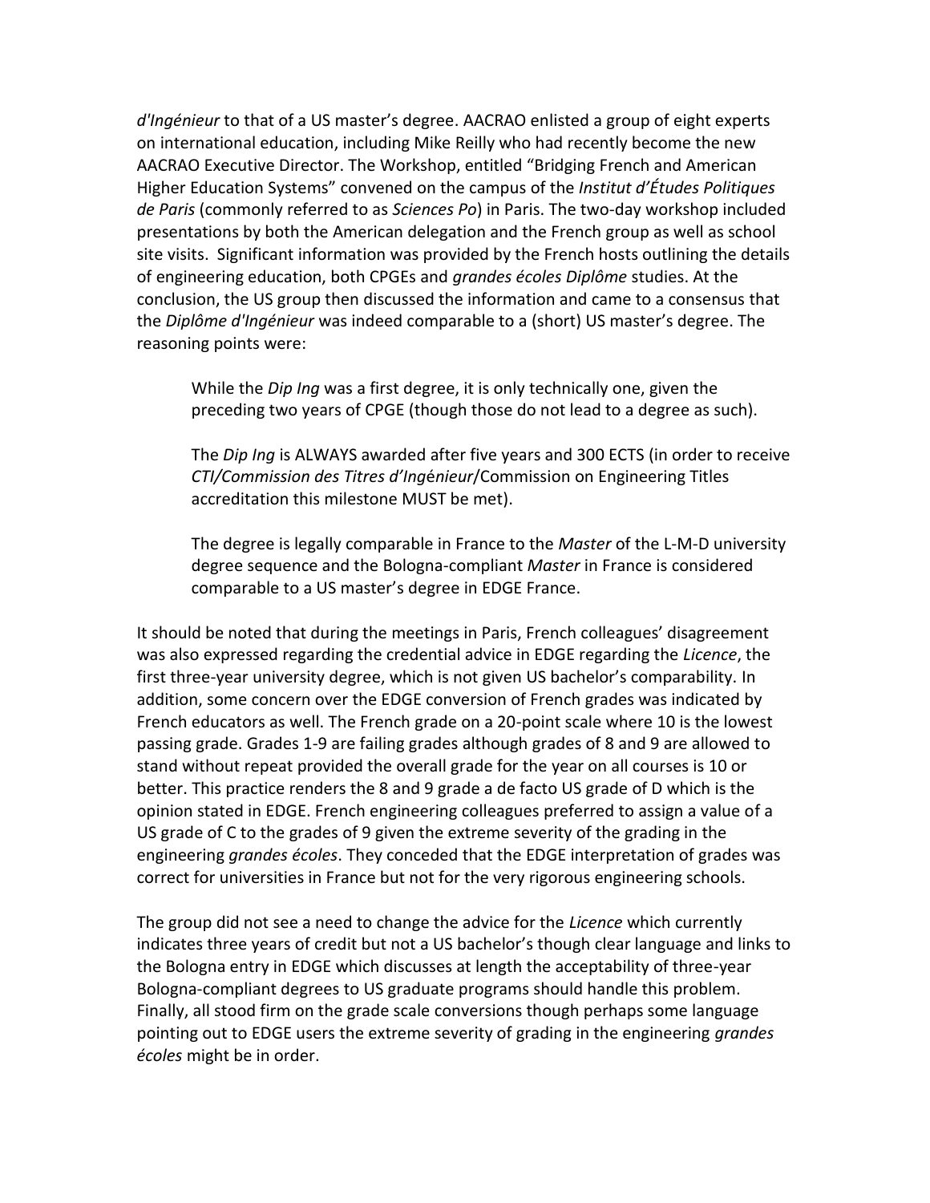*d'Ingénieur* to that of a US master's degree. AACRAO enlisted a group of eight experts on international education, including Mike Reilly who had recently become the new AACRAO Executive Director. The Workshop, entitled "Bridging French and American Higher Education Systems" convened on the campus of the *Institut d'Études Politiques de Paris* (commonly referred to as *Sciences Po*) in Paris. The two-day workshop included presentations by both the American delegation and the French group as well as school site visits. Significant information was provided by the French hosts outlining the details of engineering education, both CPGEs and *grandes écoles Diplôme* studies. At the conclusion, the US group then discussed the information and came to a consensus that the *Diplôme d'Ingénieur* was indeed comparable to a (short) US master's degree. The reasoning points were:

> While the *Dip Ing* was a first degree, it is only technically one, given the preceding two years of CPGE (though those do not lead to a degree as such).
>
> The *Dip Ing* is ALWAYS awarded after five years and 300 ECTS (in order to receive *CTI/Commission des Titres d'Ingénieur*/Commission on Engineering Titles accreditation this milestone MUST be met).
>
> The degree is legally comparable in France to the *Master* of the L-M-D university degree sequence and the Bologna-compliant *Master* in France is considered comparable to a US master's degree in EDGE France.

It should be noted that during the meetings in Paris, French colleagues' disagreement was also expressed regarding the credential advice in EDGE regarding the *Licence*, the first three-year university degree, which is not given US bachelor's comparability. In addition, some concern over the EDGE conversion of French grades was indicated by French educators as well. The French grade on a 20-point scale where 10 is the lowest passing grade. Grades 1-9 are failing grades although grades of 8 and 9 are allowed to stand without repeat provided the overall grade for the year on all courses is 10 or better. This practice renders the 8 and 9 grade a de facto US grade of D which is the opinion stated in EDGE. French engineering colleagues preferred to assign a value of a US grade of C to the grades of 9 given the extreme severity of the grading in the engineering *grandes écoles*. They conceded that the EDGE interpretation of grades was correct for universities in France but not for the very rigorous engineering schools.

The group did not see a need to change the advice for the *Licence* which currently indicates three years of credit but not a US bachelor's though clear language and links to the Bologna entry in EDGE which discusses at length the acceptability of three-year Bologna-compliant degrees to US graduate programs should handle this problem. Finally, all stood firm on the grade scale conversions though perhaps some language pointing out to EDGE users the extreme severity of grading in the engineering *grandes écoles* might be in order.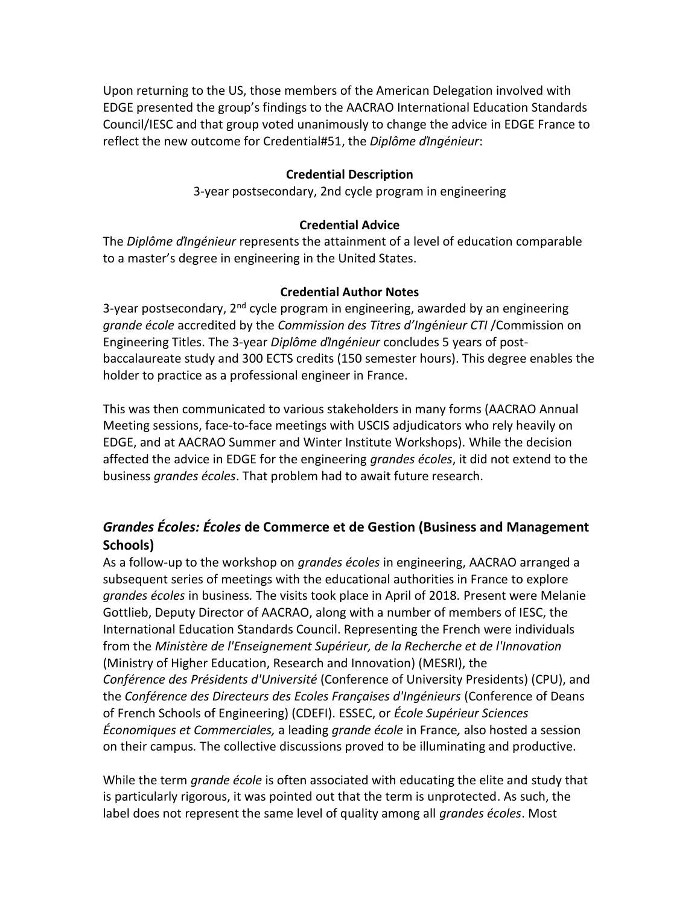Upon returning to the US, those members of the American Delegation involved with EDGE presented the group's findings to the AACRAO International Education Standards Council/IESC and that group voted unanimously to change the advice in EDGE France to reflect the new outcome for Credential#51, the *Diplôme d'Ingénieur*:

**Credential Description**

3-year postsecondary, 2nd cycle program in engineering

**Credential Advice**

The *Diplôme d'Ingénieur* represents the attainment of a level of education comparable to a master's degree in engineering in the United States.

**Credential Author Notes**

3-year postsecondary, 2nd cycle program in engineering, awarded by an engineering *grande école* accredited by the *Commission des Titres d'Ingénieur CTI* /Commission on Engineering Titles. The 3-year *Diplôme d'Ingénieur* concludes 5 years of post-baccalaureate study and 300 ECTS credits (150 semester hours). This degree enables the holder to practice as a professional engineer in France.

This was then communicated to various stakeholders in many forms (AACRAO Annual Meeting sessions, face-to-face meetings with USCIS adjudicators who rely heavily on EDGE, and at AACRAO Summer and Winter Institute Workshops). While the decision affected the advice in EDGE for the engineering *grandes écoles*, it did not extend to the business *grandes écoles*. That problem had to await future research.

## *Grandes Écoles: Écoles* de Commerce et de Gestion (Business and Management Schools)

As a follow-up to the workshop on *grandes écoles* in engineering, AACRAO arranged a subsequent series of meetings with the educational authorities in France to explore *grandes écoles* in business. The visits took place in April of 2018. Present were Melanie Gottlieb, Deputy Director of AACRAO, along with a number of members of IESC, the International Education Standards Council. Representing the French were individuals from the *Ministère de l'Enseignement Supérieur, de la Recherche et de l'Innovation* (Ministry of Higher Education, Research and Innovation) (MESRI), the *Conférence des Présidents d'Université* (Conference of University Presidents) (CPU), and the *Conférence des Directeurs des Ecoles Françaises d'Ingénieurs* (Conference of Deans of French Schools of Engineering) (CDEFI). ESSEC, or *École Supérieur Sciences Économiques et Commerciales,* a leading *grande école* in France*,* also hosted a session on their campus. The collective discussions proved to be illuminating and productive.

While the term *grande école* is often associated with educating the elite and study that is particularly rigorous, it was pointed out that the term is unprotected. As such, the label does not represent the same level of quality among all *grandes écoles*. Most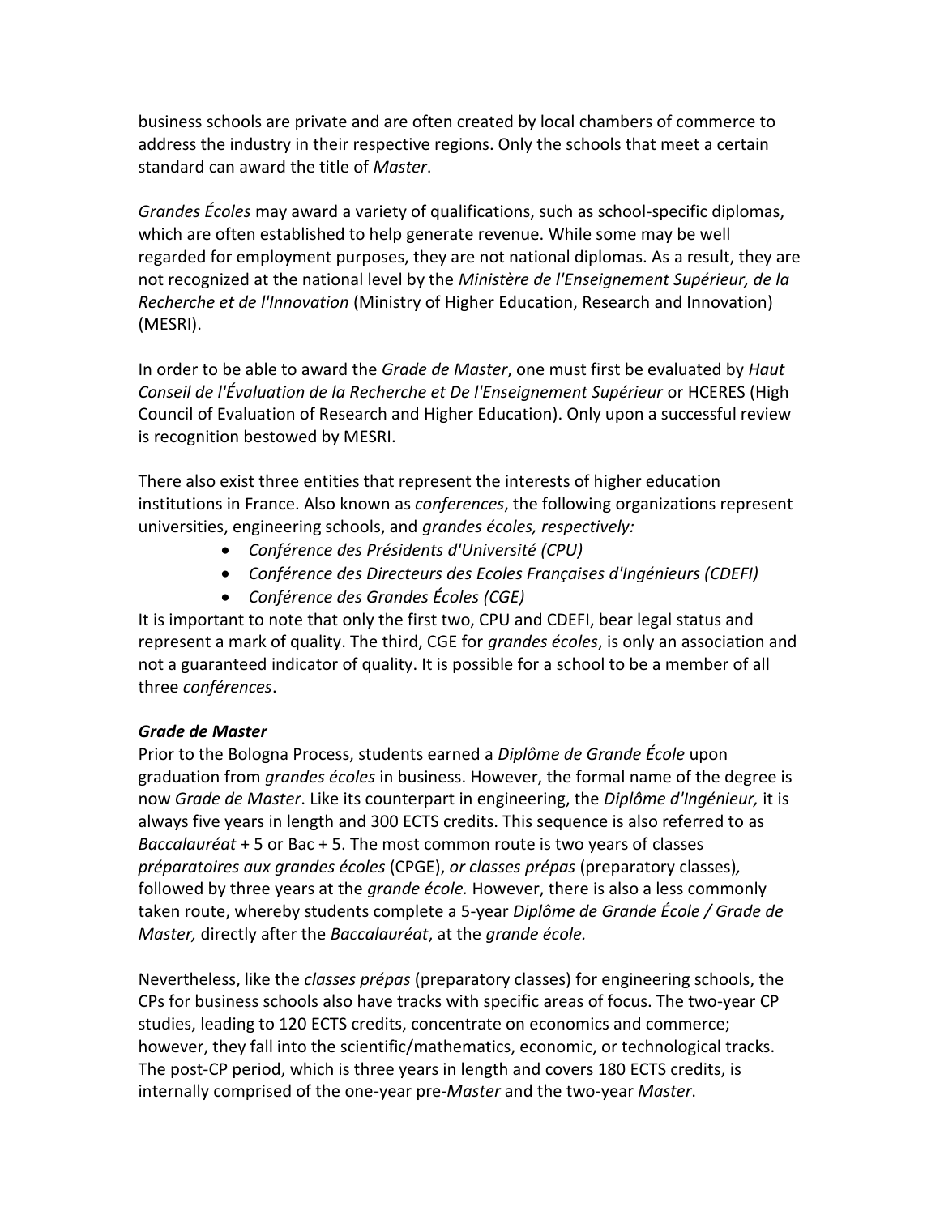business schools are private and are often created by local chambers of commerce to address the industry in their respective regions. Only the schools that meet a certain standard can award the title of *Master*.

*Grandes Écoles* may award a variety of qualifications, such as school-specific diplomas, which are often established to help generate revenue. While some may be well regarded for employment purposes, they are not national diplomas. As a result, they are not recognized at the national level by the *Ministère de l'Enseignement Supérieur, de la Recherche et de l'Innovation* (Ministry of Higher Education, Research and Innovation) (MESRI).

In order to be able to award the *Grade de Master*, one must first be evaluated by *Haut Conseil de l'Évaluation de la Recherche et De l'Enseignement Supérieur* or HCERES (High Council of Evaluation of Research and Higher Education). Only upon a successful review is recognition bestowed by MESRI.

There also exist three entities that represent the interests of higher education institutions in France. Also known as *conferences*, the following organizations represent universities, engineering schools, and *grandes écoles, respectively:*

- *Conférence des Présidents d'Université (CPU)*
- *Conférence des Directeurs des Ecoles Françaises d'Ingénieurs (CDEFI)*
- *Conférence des Grandes Écoles (CGE)*

It is important to note that only the first two, CPU and CDEFI, bear legal status and represent a mark of quality. The third, CGE for *grandes écoles*, is only an association and not a guaranteed indicator of quality. It is possible for a school to be a member of all three *conférences*.

***Grade de Master***

Prior to the Bologna Process, students earned a *Diplôme de Grande École* upon graduation from *grandes écoles* in business. However, the formal name of the degree is now *Grade de Master*. Like its counterpart in engineering, the *Diplôme d'Ingénieur,* it is always five years in length and 300 ECTS credits. This sequence is also referred to as *Baccalauréat* + 5 or Bac + 5. The most common route is two years of classes *préparatoires aux grandes écoles* (CPGE), *or classes prépas* (preparatory classes)*,* followed by three years at the *grande école.* However, there is also a less commonly taken route, whereby students complete a 5-year *Diplôme de Grande École / Grade de Master,* directly after the *Baccalauréat*, at the *grande école.*

Nevertheless, like the *classes prépas* (preparatory classes) for engineering schools, the CPs for business schools also have tracks with specific areas of focus. The two-year CP studies, leading to 120 ECTS credits, concentrate on economics and commerce; however, they fall into the scientific/mathematics, economic, or technological tracks. The post-CP period, which is three years in length and covers 180 ECTS credits, is internally comprised of the one-year pre-*Master* and the two-year *Master*.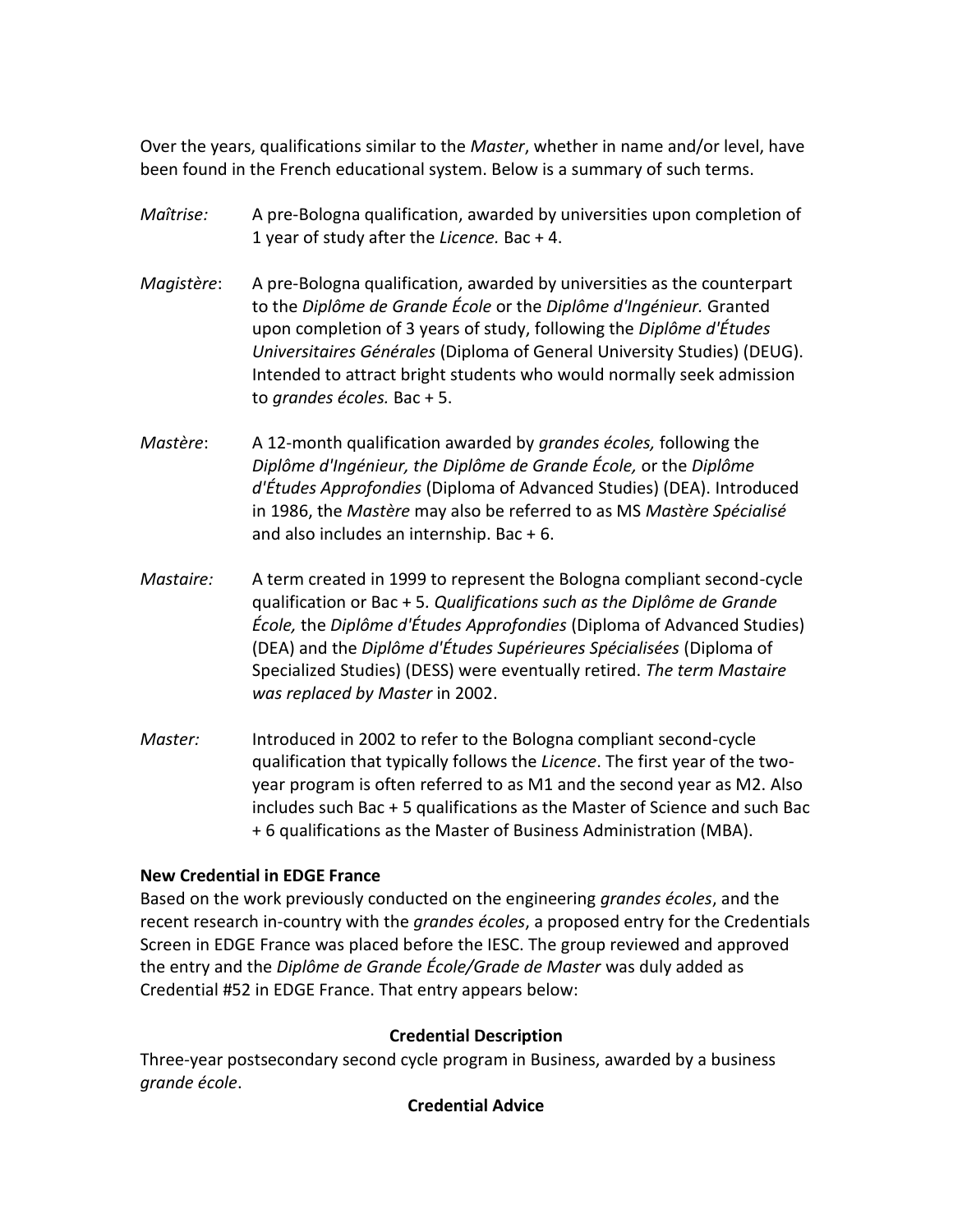Over the years, qualifications similar to the *Master*, whether in name and/or level, have been found in the French educational system. Below is a summary of such terms.

*Maîtrise:* A pre-Bologna qualification, awarded by universities upon completion of 1 year of study after the *Licence.* Bac + 4.

*Magistère*: A pre-Bologna qualification, awarded by universities as the counterpart to the *Diplôme de Grande École* or the *Diplôme d'Ingénieur.* Granted upon completion of 3 years of study, following the *Diplôme d'Études Universitaires Générales* (Diploma of General University Studies) (DEUG). Intended to attract bright students who would normally seek admission to *grandes écoles.* Bac + 5.

*Mastère*: A 12-month qualification awarded by *grandes écoles,* following the *Diplôme d'Ingénieur, the Diplôme de Grande École,* or the *Diplôme d'Études Approfondies* (Diploma of Advanced Studies) (DEA). Introduced in 1986, the *Mastère* may also be referred to as MS *Mastère Spécialisé* and also includes an internship. Bac + 6.

*Mastaire:* A term created in 1999 to represent the Bologna compliant second-cycle qualification or Bac + 5. *Qualifications such as the Diplôme de Grande École,* the *Diplôme d'Études Approfondies* (Diploma of Advanced Studies) (DEA) and the *Diplôme d'Études Supérieures Spécialisées* (Diploma of Specialized Studies) (DESS) were eventually retired. *The term Mastaire was replaced by Master* in 2002.

*Master:* Introduced in 2002 to refer to the Bologna compliant second-cycle qualification that typically follows the *Licence*. The first year of the two-year program is often referred to as M1 and the second year as M2. Also includes such Bac + 5 qualifications as the Master of Science and such Bac + 6 qualifications as the Master of Business Administration (MBA).

**New Credential in EDGE France**

Based on the work previously conducted on the engineering *grandes écoles*, and the recent research in-country with the *grandes écoles*, a proposed entry for the Credentials Screen in EDGE France was placed before the IESC. The group reviewed and approved the entry and the *Diplôme de Grande École/Grade de Master* was duly added as Credential #52 in EDGE France. That entry appears below:

**Credential Description**

Three-year postsecondary second cycle program in Business, awarded by a business *grande école*.

**Credential Advice**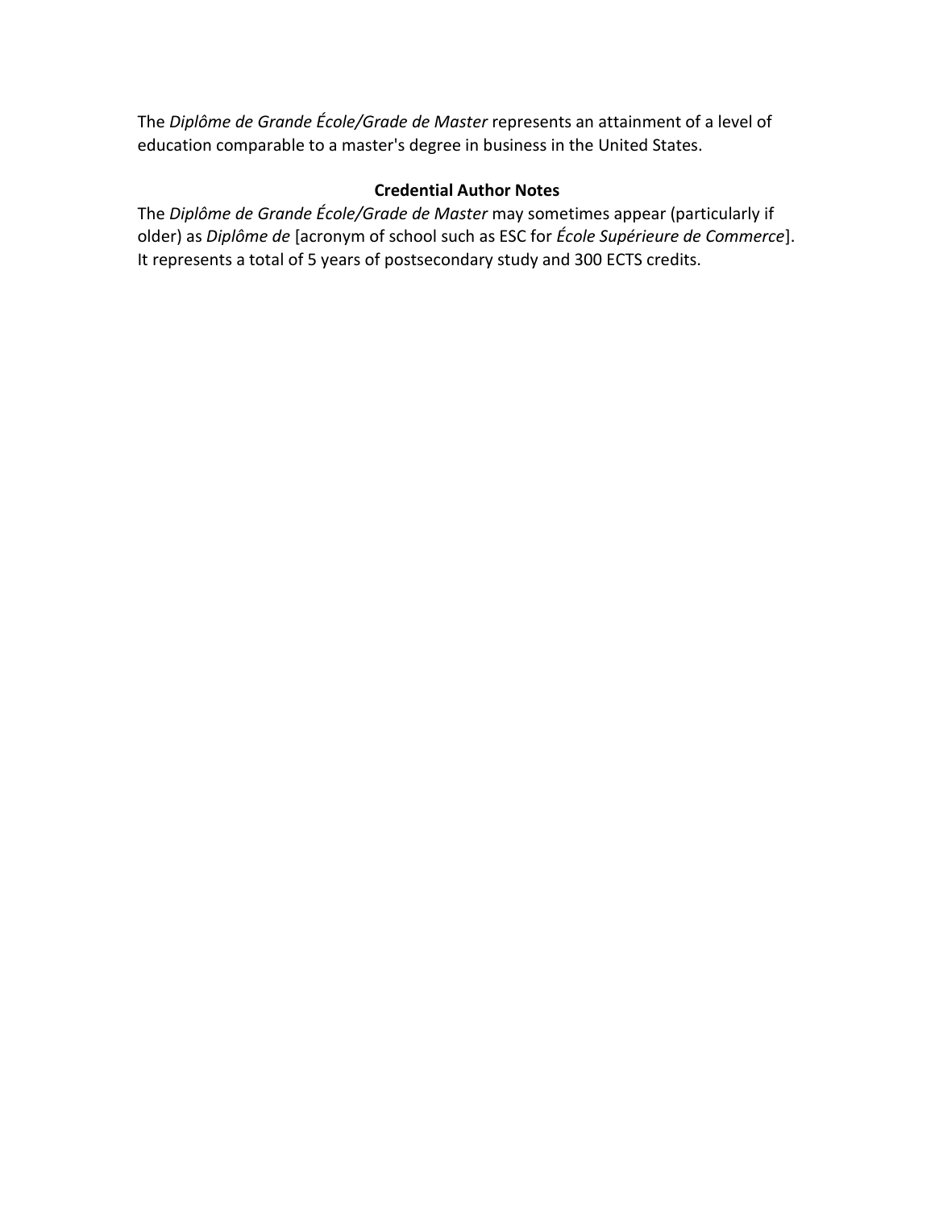The *Diplôme de Grande École/Grade de Master* represents an attainment of a level of education comparable to a master's degree in business in the United States.

**Credential Author Notes**

The *Diplôme de Grande École/Grade de Master* may sometimes appear (particularly if older) as *Diplôme de* [acronym of school such as ESC for *École Supérieure de Commerce*]. It represents a total of 5 years of postsecondary study and 300 ECTS credits.